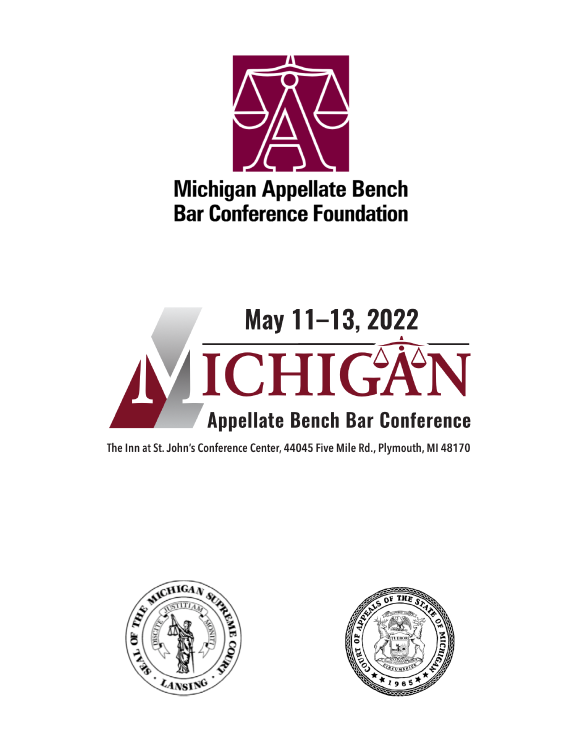# Michigan Appellate Bench Bar Conference Foundation

## May 11–13, 2022

# MICHIGAN

## Appellate Bench Bar Conference

The Inn at St. John's Conference Center, 44045 Five Mile Rd., Plymouth, MI 48170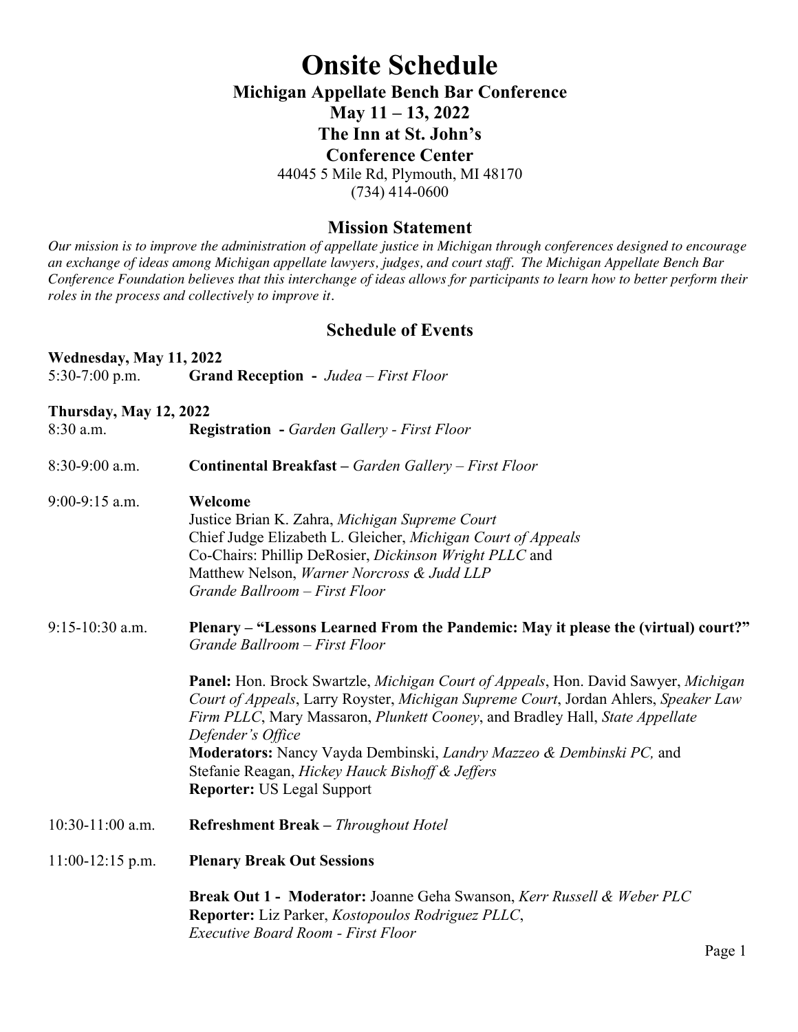# Onsite Schedule

## Michigan Appellate Bench Bar Conference

## May 11 – 13, 2022

## The Inn at St. John's

## Conference Center

44045 5 Mile Rd, Plymouth, MI 48170

(734) 414-0600

### Mission Statement

*Our mission is to improve the administration of appellate justice in Michigan through conferences designed to encourage an exchange of ideas among Michigan appellate lawyers, judges, and court staff. The Michigan Appellate Bench Bar Conference Foundation believes that this interchange of ideas allows for participants to learn how to better perform their roles in the process and collectively to improve it.*

### Schedule of Events

**Wednesday, May 11, 2022**

5:30-7:00 p.m. **Grand Reception -** *Judea – First Floor*

**Thursday, May 12, 2022**

8:30 a.m. **Registration -** *Garden Gallery - First Floor*

8:30-9:00 a.m. **Continental Breakfast –** *Garden Gallery – First Floor*

9:00-9:15 a.m. **Welcome**
Justice Brian K. Zahra, *Michigan Supreme Court*
Chief Judge Elizabeth L. Gleicher, *Michigan Court of Appeals*
Co-Chairs: Phillip DeRosier, *Dickinson Wright PLLC* and
Matthew Nelson, *Warner Norcross & Judd LLP*
*Grande Ballroom – First Floor*

9:15-10:30 a.m. **Plenary – "Lessons Learned From the Pandemic: May it please the (virtual) court?"**
*Grande Ballroom – First Floor*

**Panel:** Hon. Brock Swartzle, *Michigan Court of Appeals*, Hon. David Sawyer, *Michigan Court of Appeals*, Larry Royster, *Michigan Supreme Court*, Jordan Ahlers, *Speaker Law Firm PLLC*, Mary Massaron, *Plunkett Cooney*, and Bradley Hall, *State Appellate Defender's Office*
**Moderators:** Nancy Vayda Dembinski, *Landry Mazzeo & Dembinski PC,* and
Stefanie Reagan, *Hickey Hauck Bishoff & Jeffers*
**Reporter:** US Legal Support

10:30-11:00 a.m. **Refreshment Break –** *Throughout Hotel*

11:00-12:15 p.m. **Plenary Break Out Sessions**

**Break Out 1 - Moderator:** Joanne Geha Swanson, *Kerr Russell & Weber PLC*
**Reporter:** Liz Parker, *Kostopoulos Rodriguez PLLC*,
*Executive Board Room - First Floor*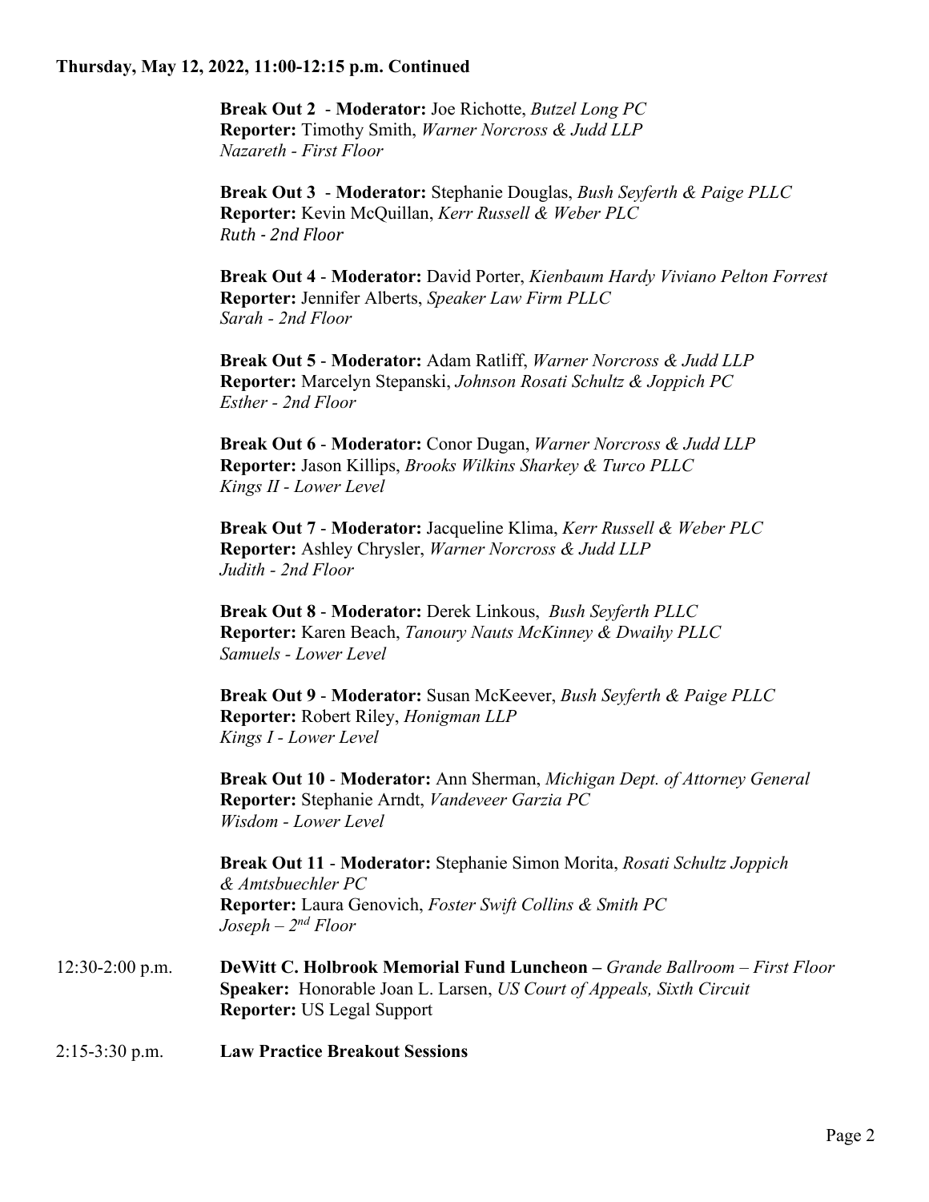**Thursday, May 12, 2022, 11:00-12:15 p.m. Continued**

**Break Out 2** - **Moderator:** Joe Richotte, *Butzel Long PC*
**Reporter:** Timothy Smith, *Warner Norcross & Judd LLP*
*Nazareth - First Floor*

**Break Out 3** - **Moderator:** Stephanie Douglas, *Bush Seyferth & Paige PLLC*
**Reporter:** Kevin McQuillan, *Kerr Russell & Weber PLC*
*Ruth - 2nd Floor*

**Break Out 4** - **Moderator:** David Porter, *Kienbaum Hardy Viviano Pelton Forrest*
**Reporter:** Jennifer Alberts, *Speaker Law Firm PLLC*
*Sarah - 2nd Floor*

**Break Out 5** - **Moderator:** Adam Ratliff, *Warner Norcross & Judd LLP*
**Reporter:** Marcelyn Stepanski, *Johnson Rosati Schultz & Joppich PC*
*Esther - 2nd Floor*

**Break Out 6** - **Moderator:** Conor Dugan, *Warner Norcross & Judd LLP*
**Reporter:** Jason Killips, *Brooks Wilkins Sharkey & Turco PLLC*
*Kings II - Lower Level*

**Break Out 7** - **Moderator:** Jacqueline Klima, *Kerr Russell & Weber PLC*
**Reporter:** Ashley Chrysler, *Warner Norcross & Judd LLP*
*Judith - 2nd Floor*

**Break Out 8** - **Moderator:** Derek Linkous, *Bush Seyferth PLLC*
**Reporter:** Karen Beach, *Tanoury Nauts McKinney & Dwaihy PLLC*
*Samuels - Lower Level*

**Break Out 9** - **Moderator:** Susan McKeever, *Bush Seyferth & Paige PLLC*
**Reporter:** Robert Riley, *Honigman LLP*
*Kings I - Lower Level*

**Break Out 10** - **Moderator:** Ann Sherman, *Michigan Dept. of Attorney General*
**Reporter:** Stephanie Arndt, *Vandeveer Garzia PC*
*Wisdom - Lower Level*

**Break Out 11** - **Moderator:** Stephanie Simon Morita, *Rosati Schultz Joppich & Amtsbuechler PC*
**Reporter:** Laura Genovich, *Foster Swift Collins & Smith PC*
*Joseph – 2nd Floor*

12:30-2:00 p.m. **DeWitt C. Holbrook Memorial Fund Luncheon –** *Grande Ballroom – First Floor*
**Speaker:** Honorable Joan L. Larsen, *US Court of Appeals, Sixth Circuit*
**Reporter:** US Legal Support

2:15-3:30 p.m. **Law Practice Breakout Sessions**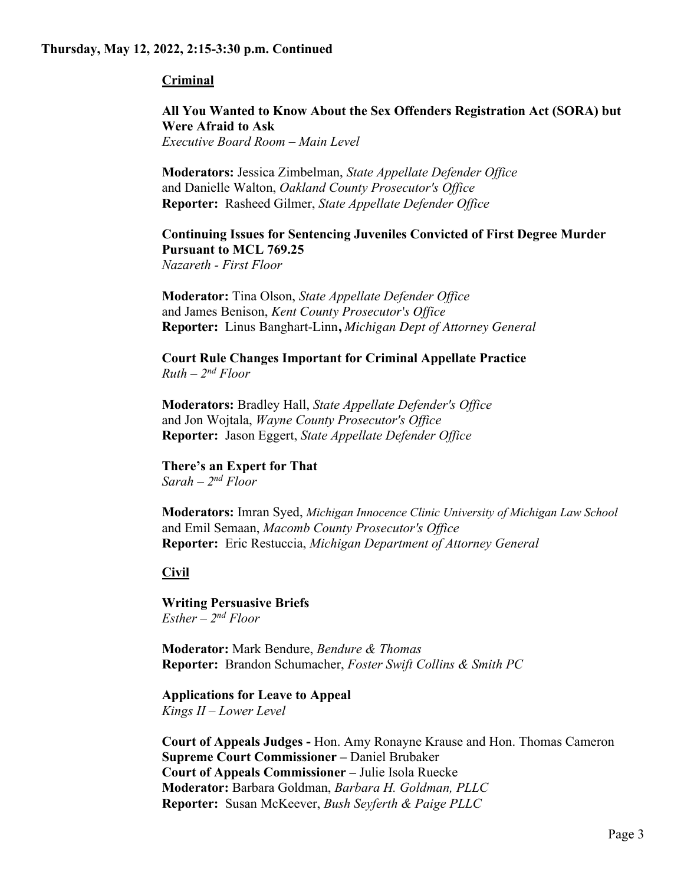**Thursday, May 12, 2022, 2:15-3:30 p.m. Continued**

## Criminal

**All You Wanted to Know About the Sex Offenders Registration Act (SORA) but Were Afraid to Ask**
*Executive Board Room – Main Level*

**Moderators:** Jessica Zimbelman, *State Appellate Defender Office* and Danielle Walton, *Oakland County Prosecutor's Office*
**Reporter:** Rasheed Gilmer, *State Appellate Defender Office*

**Continuing Issues for Sentencing Juveniles Convicted of First Degree Murder Pursuant to MCL 769.25**
*Nazareth - First Floor*

**Moderator:** Tina Olson, *State Appellate Defender Office* and James Benison, *Kent County Prosecutor's Office*
**Reporter:** Linus Banghart-Linn**,** *Michigan Dept of Attorney General*

**Court Rule Changes Important for Criminal Appellate Practice**
*Ruth – 2nd Floor*

**Moderators:** Bradley Hall, *State Appellate Defender's Office* and Jon Wojtala, *Wayne County Prosecutor's Office*
**Reporter:** Jason Eggert, *State Appellate Defender Office*

**There's an Expert for That**
*Sarah – 2nd Floor*

**Moderators:** Imran Syed, *Michigan Innocence Clinic University of Michigan Law School* and Emil Semaan, *Macomb County Prosecutor's Office*
**Reporter:** Eric Restuccia, *Michigan Department of Attorney General*

## Civil

**Writing Persuasive Briefs**
*Esther – 2nd Floor*

**Moderator:** Mark Bendure, *Bendure & Thomas*
**Reporter:** Brandon Schumacher, *Foster Swift Collins & Smith PC*

**Applications for Leave to Appeal**
*Kings II – Lower Level*

**Court of Appeals Judges -** Hon. Amy Ronayne Krause and Hon. Thomas Cameron
**Supreme Court Commissioner –** Daniel Brubaker
**Court of Appeals Commissioner –** Julie Isola Ruecke
**Moderator:** Barbara Goldman, *Barbara H. Goldman, PLLC*
**Reporter:** Susan McKeever, *Bush Seyferth & Paige PLLC*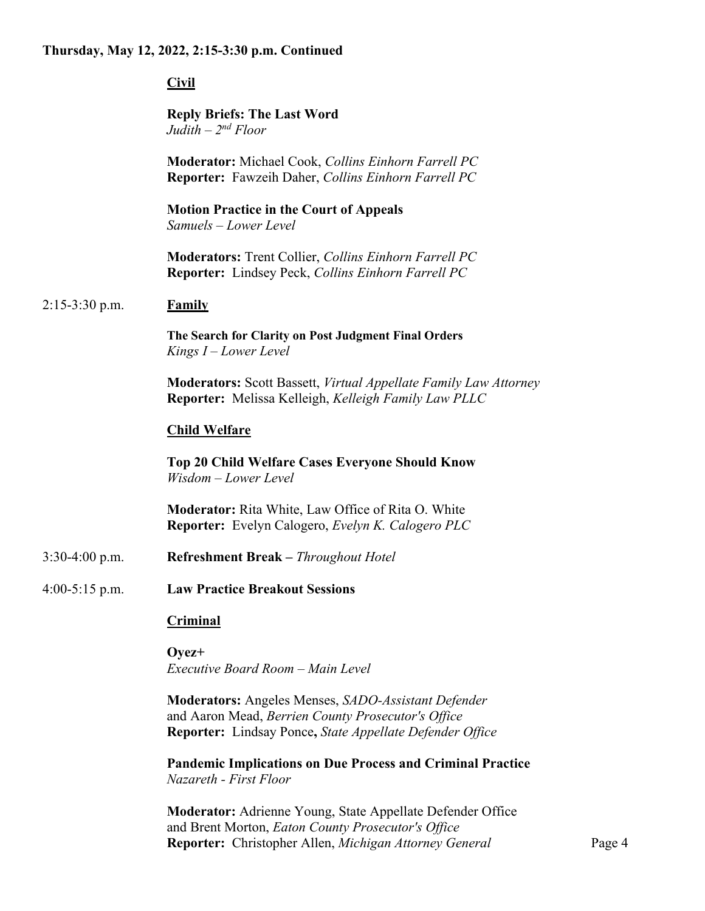**Thursday, May 12, 2022, 2:15-3:30 p.m. Continued**

**Civil**

**Reply Briefs: The Last Word**
*Judith – 2nd Floor*

**Moderator:** Michael Cook, *Collins Einhorn Farrell PC*
**Reporter:** Fawzeih Daher, *Collins Einhorn Farrell PC*

**Motion Practice in the Court of Appeals**
*Samuels – Lower Level*

**Moderators:** Trent Collier, *Collins Einhorn Farrell PC*
**Reporter:** Lindsey Peck, *Collins Einhorn Farrell PC*

2:15-3:30 p.m. **Family**

**The Search for Clarity on Post Judgment Final Orders**
*Kings I – Lower Level*

**Moderators:** Scott Bassett, *Virtual Appellate Family Law Attorney*
**Reporter:** Melissa Kelleigh, *Kelleigh Family Law PLLC*

**Child Welfare**

**Top 20 Child Welfare Cases Everyone Should Know**
*Wisdom – Lower Level*

**Moderator:** Rita White, Law Office of Rita O. White
**Reporter:** Evelyn Calogero, *Evelyn K. Calogero PLC*

3:30-4:00 p.m. **Refreshment Break –** *Throughout Hotel*

4:00-5:15 p.m. **Law Practice Breakout Sessions**

**Criminal**

**Oyez+**
*Executive Board Room – Main Level*

**Moderators:** Angeles Menses, *SADO-Assistant Defender* and Aaron Mead, *Berrien County Prosecutor's Office*
**Reporter:** Lindsay Ponce**,** *State Appellate Defender Office*

**Pandemic Implications on Due Process and Criminal Practice**
*Nazareth - First Floor*

**Moderator:** Adrienne Young, State Appellate Defender Office and Brent Morton, *Eaton County Prosecutor's Office*
**Reporter:** Christopher Allen, *Michigan Attorney General*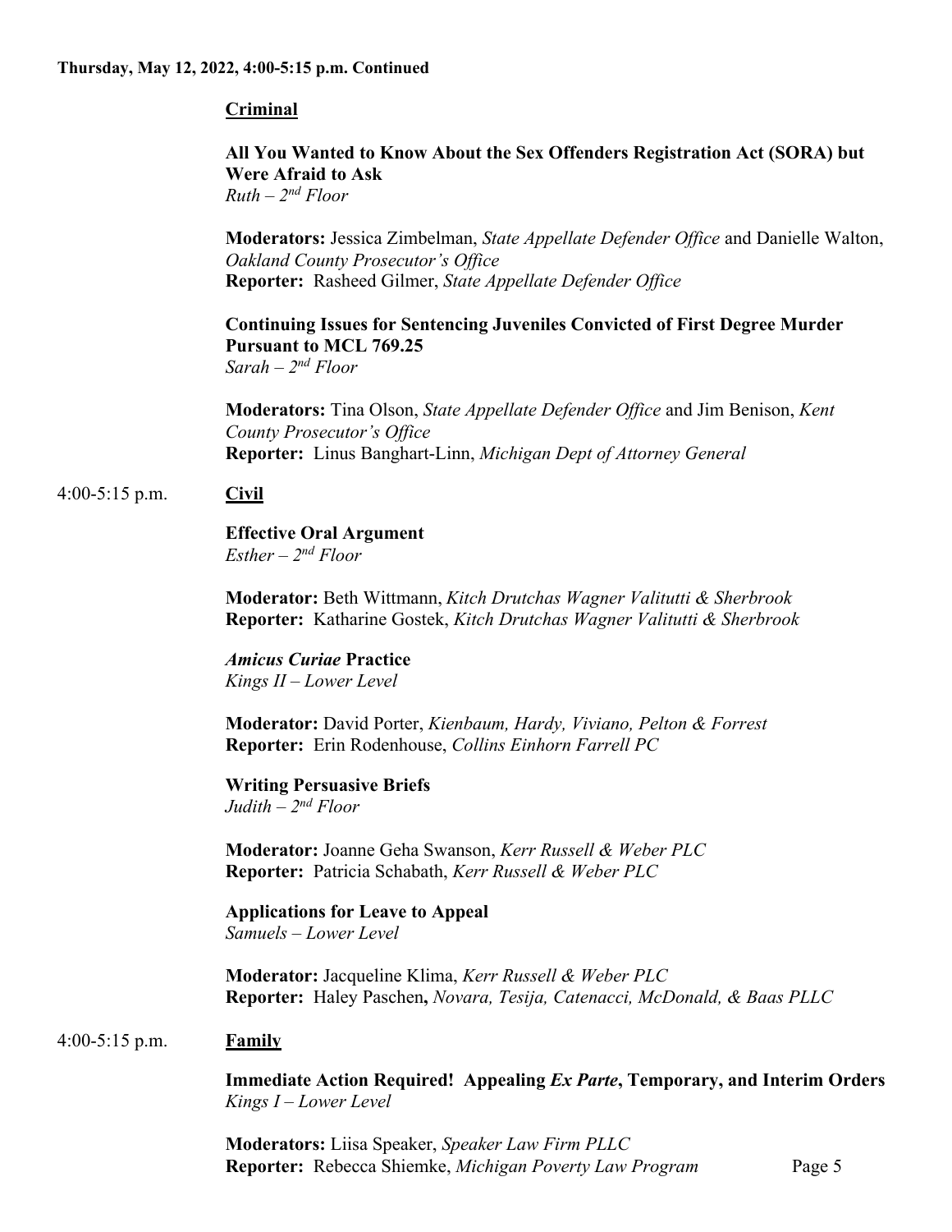**Thursday, May 12, 2022, 4:00-5:15 p.m. Continued**

**Criminal**

**All You Wanted to Know About the Sex Offenders Registration Act (SORA) but Were Afraid to Ask**
*Ruth – 2nd Floor*

**Moderators:** Jessica Zimbelman, *State Appellate Defender Office* and Danielle Walton, *Oakland County Prosecutor's Office*
**Reporter:** Rasheed Gilmer, *State Appellate Defender Office*

**Continuing Issues for Sentencing Juveniles Convicted of First Degree Murder Pursuant to MCL 769.25**
*Sarah – 2nd Floor*

**Moderators:** Tina Olson, *State Appellate Defender Office* and Jim Benison, *Kent County Prosecutor's Office*
**Reporter:** Linus Banghart-Linn, *Michigan Dept of Attorney General*

4:00-5:15 p.m. **Civil**

**Effective Oral Argument**
*Esther – 2nd Floor*

**Moderator:** Beth Wittmann, *Kitch Drutchas Wagner Valitutti & Sherbrook*
**Reporter:** Katharine Gostek, *Kitch Drutchas Wagner Valitutti & Sherbrook*

***Amicus Curiae* Practice**
*Kings II – Lower Level*

**Moderator:** David Porter, *Kienbaum, Hardy, Viviano, Pelton & Forrest*
**Reporter:** Erin Rodenhouse, *Collins Einhorn Farrell PC*

**Writing Persuasive Briefs**
*Judith – 2nd Floor*

**Moderator:** Joanne Geha Swanson, *Kerr Russell & Weber PLC*
**Reporter:** Patricia Schabath, *Kerr Russell & Weber PLC*

**Applications for Leave to Appeal**
*Samuels – Lower Level*

**Moderator:** Jacqueline Klima, *Kerr Russell & Weber PLC*
**Reporter:** Haley Paschen**,** *Novara, Tesija, Catenacci, McDonald, & Baas PLLC*

4:00-5:15 p.m. **Family**

**Immediate Action Required! Appealing *Ex Parte*, Temporary, and Interim Orders**
*Kings I – Lower Level*

**Moderators:** Liisa Speaker, *Speaker Law Firm PLLC*
**Reporter:** Rebecca Shiemke, *Michigan Poverty Law Program*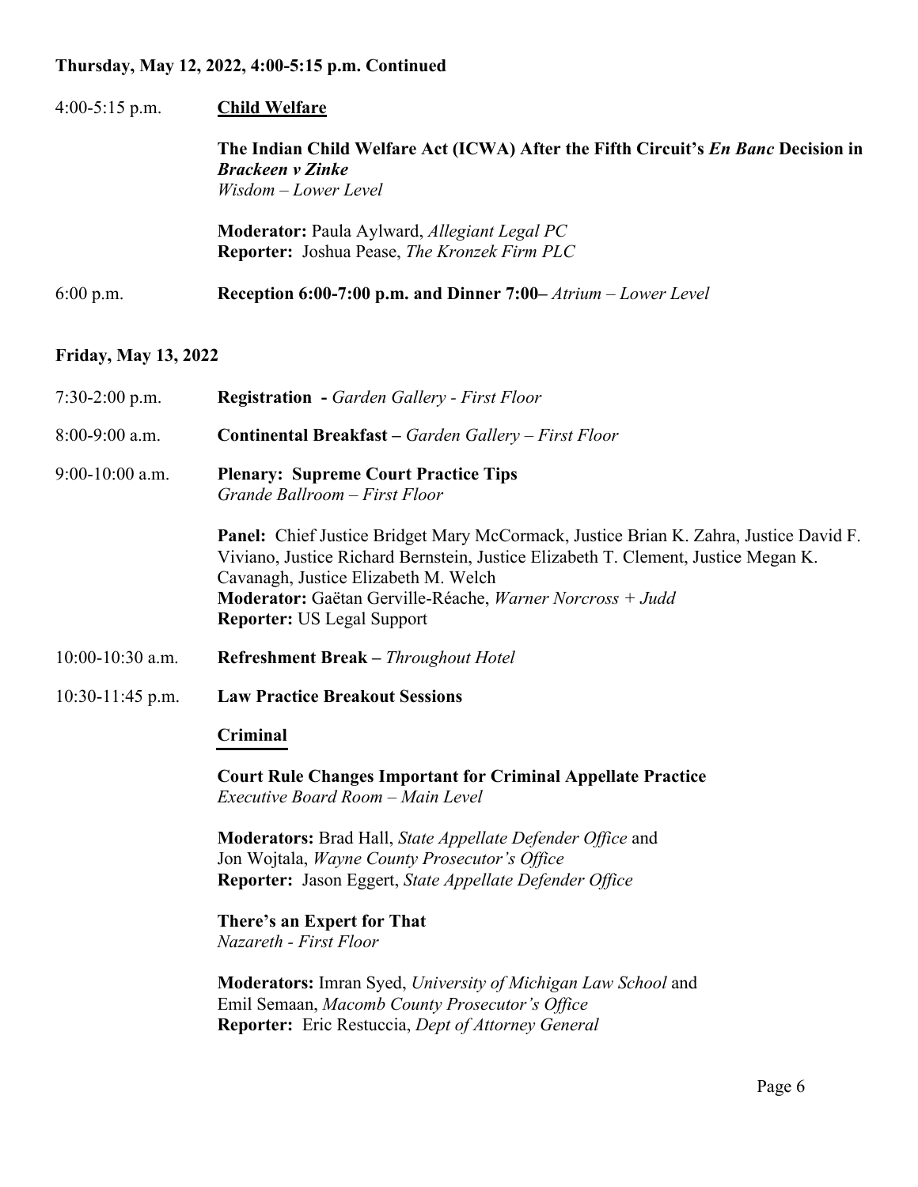**Thursday, May 12, 2022, 4:00-5:15 p.m. Continued**

4:00-5:15 p.m. **Child Welfare**

**The Indian Child Welfare Act (ICWA) After the Fifth Circuit's *En Banc* Decision in *Brackeen v Zinke***
*Wisdom – Lower Level*

**Moderator:** Paula Aylward, *Allegiant Legal PC*
**Reporter:** Joshua Pease, *The Kronzek Firm PLC*

6:00 p.m. **Reception 6:00-7:00 p.m. and Dinner 7:00–** *Atrium – Lower Level*

**Friday, May 13, 2022**

7:30-2:00 p.m. **Registration -** *Garden Gallery - First Floor*

8:00-9:00 a.m. **Continental Breakfast –** *Garden Gallery – First Floor*

9:00-10:00 a.m. **Plenary: Supreme Court Practice Tips**
*Grande Ballroom – First Floor*

**Panel:** Chief Justice Bridget Mary McCormack, Justice Brian K. Zahra, Justice David F. Viviano, Justice Richard Bernstein, Justice Elizabeth T. Clement, Justice Megan K. Cavanagh, Justice Elizabeth M. Welch
**Moderator:** Gaëtan Gerville-Réache, *Warner Norcross + Judd*
**Reporter:** US Legal Support

10:00-10:30 a.m. **Refreshment Break –** *Throughout Hotel*

10:30-11:45 p.m. **Law Practice Breakout Sessions**

**Criminal**

**Court Rule Changes Important for Criminal Appellate Practice**
*Executive Board Room – Main Level*

**Moderators:** Brad Hall, *State Appellate Defender Office* and
Jon Wojtala, *Wayne County Prosecutor's Office*
**Reporter:** Jason Eggert, *State Appellate Defender Office*

**There's an Expert for That**
*Nazareth - First Floor*

**Moderators:** Imran Syed, *University of Michigan Law School* and
Emil Semaan, *Macomb County Prosecutor's Office*
**Reporter:** Eric Restuccia, *Dept of Attorney General*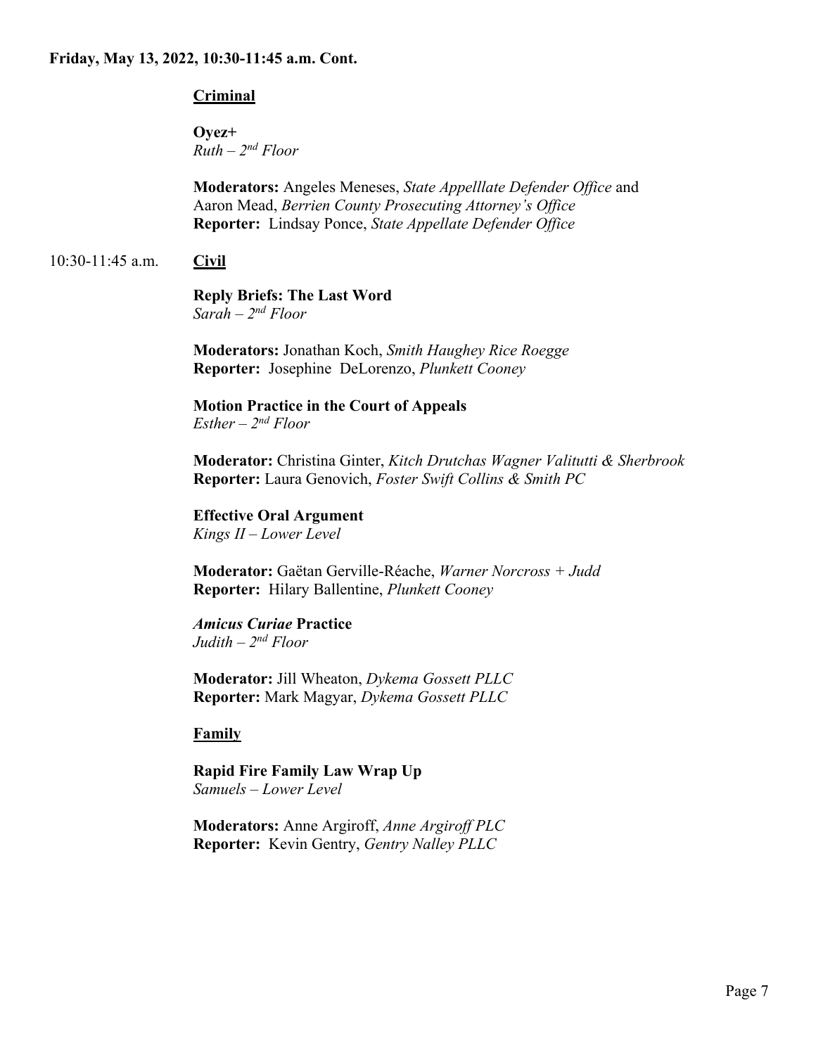**Friday, May 13, 2022, 10:30-11:45 a.m. Cont.**

**Criminal**

**Oyez+**
*Ruth – 2nd Floor*

**Moderators:** Angeles Meneses, *State Appelllate Defender Office* and Aaron Mead, *Berrien County Prosecuting Attorney's Office*
**Reporter:** Lindsay Ponce, *State Appellate Defender Office*

10:30-11:45 a.m. **Civil**

**Reply Briefs: The Last Word**
*Sarah – 2nd Floor*

**Moderators:** Jonathan Koch, *Smith Haughey Rice Roegge*
**Reporter:** Josephine DeLorenzo, *Plunkett Cooney*

**Motion Practice in the Court of Appeals**
*Esther – 2nd Floor*

**Moderator:** Christina Ginter, *Kitch Drutchas Wagner Valitutti & Sherbrook*
**Reporter:** Laura Genovich, *Foster Swift Collins & Smith PC*

**Effective Oral Argument**
*Kings II – Lower Level*

**Moderator:** Gaëtan Gerville-Réache, *Warner Norcross + Judd*
**Reporter:** Hilary Ballentine, *Plunkett Cooney*

***Amicus Curiae* Practice**
*Judith – 2nd Floor*

**Moderator:** Jill Wheaton, *Dykema Gossett PLLC*
**Reporter:** Mark Magyar, *Dykema Gossett PLLC*

**Family**

**Rapid Fire Family Law Wrap Up**
*Samuels – Lower Level*

**Moderators:** Anne Argiroff, *Anne Argiroff PLC*
**Reporter:** Kevin Gentry, *Gentry Nalley PLLC*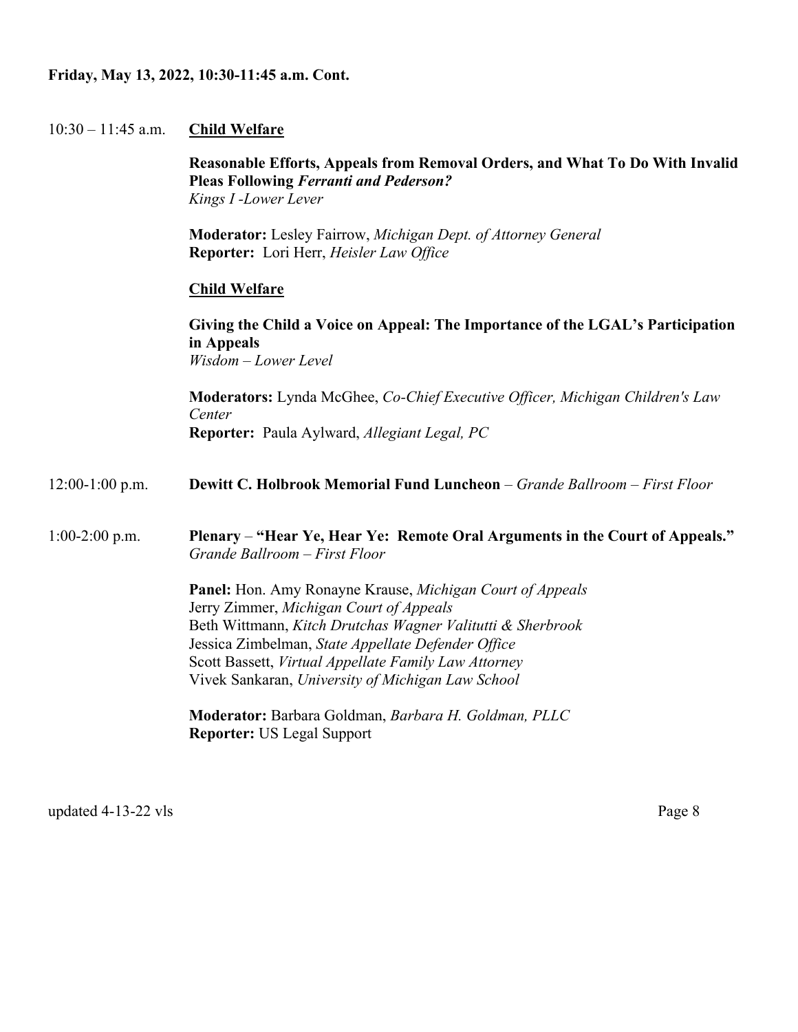**Friday, May 13, 2022, 10:30-11:45 a.m. Cont.**

10:30 – 11:45 a.m. **Child Welfare**

**Reasonable Efforts, Appeals from Removal Orders, and What To Do With Invalid Pleas Following *Ferranti and Pederson?***
*Kings I -Lower Lever*

**Moderator:** Lesley Fairrow, *Michigan Dept. of Attorney General*
**Reporter:** Lori Herr, *Heisler Law Office*

**Child Welfare**

**Giving the Child a Voice on Appeal: The Importance of the LGAL's Participation in Appeals**
*Wisdom – Lower Level*

**Moderators:** Lynda McGhee, *Co-Chief Executive Officer, Michigan Children's Law Center*
**Reporter:** Paula Aylward, *Allegiant Legal, PC*

12:00-1:00 p.m. **Dewitt C. Holbrook Memorial Fund Luncheon** – *Grande Ballroom – First Floor*

1:00-2:00 p.m. **Plenary** – **"Hear Ye, Hear Ye: Remote Oral Arguments in the Court of Appeals."**
*Grande Ballroom – First Floor*

**Panel:** Hon. Amy Ronayne Krause, *Michigan Court of Appeals*
Jerry Zimmer, *Michigan Court of Appeals*
Beth Wittmann, *Kitch Drutchas Wagner Valitutti & Sherbrook*
Jessica Zimbelman, *State Appellate Defender Office*
Scott Bassett, *Virtual Appellate Family Law Attorney*
Vivek Sankaran, *University of Michigan Law School*

**Moderator:** Barbara Goldman, *Barbara H. Goldman, PLLC*
**Reporter:** US Legal Support

updated 4-13-22 vls